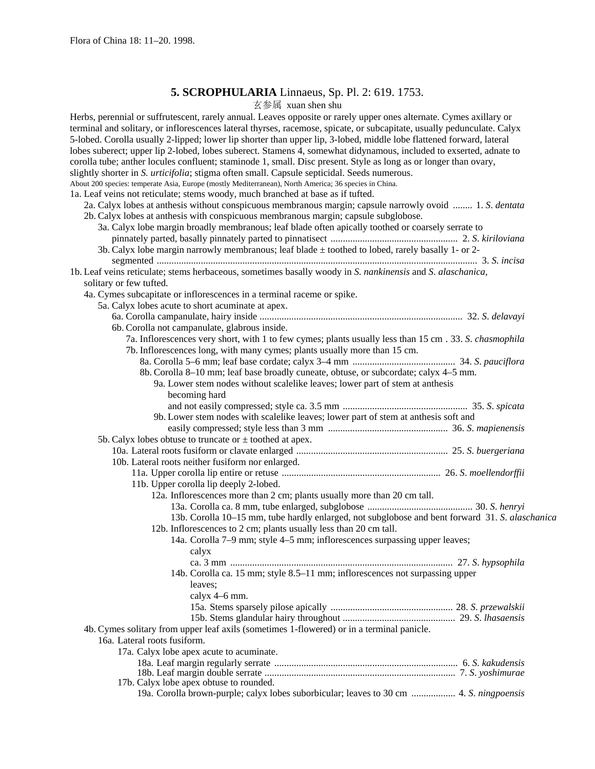Flora of China 18: 11–20. 1998.

## 5. **SCROPHULARIA** Linnaeus, Sp. Pl. 2: 619. 1753.

玄参属 xuan shen shu

Herbs, perennial or suffrutescent, rarely annual. Leaves opposite or rarely upper ones alternate. Cymes axillary or terminal and solitary, or inflorescences lateral thyrses, racemose, spicate, or subcapitate, usually pedunculate. Calyx 5-lobed. Corolla usually 2-lipped; lower lip shorter than upper lip, 3-lobed, middle lobe flattened forward, lateral lobes suberect; upper lip 2-lobed, lobes suberect. Stamens 4, somewhat didynamous, included to exserted, adnate to corolla tube; anther locules confluent; staminode 1, small. Disc present. Style as long as or longer than ovary, slightly shorter in *S. urticifolia*; stigma often small. Capsule septicidal. Seeds numerous.

About 200 species: temperate Asia, Europe (mostly Mediterranean), North America; 36 species in China.

1a. Leaf veins not reticulate; stems woody, much branched at base as if tufted.
- 2a. Calyx lobes at anthesis without conspicuous membranous margin; capsule narrowly ovoid ........ 1. *S. dentata*
- 2b. Calyx lobes at anthesis with conspicuous membranous margin; capsule subglobose.
  - 3a. Calyx lobe margin broadly membranous; leaf blade often apically toothed or coarsely serrate to pinnately parted, basally pinnately parted to pinnatisect .................................................... 2. *S. kiriloviana*
  - 3b. Calyx lobe margin narrowly membranous; leaf blade ± toothed to lobed, rarely basally 1- or 2-segmented ................................................................................................................. 3. *S. incisa*

1b. Leaf veins reticulate; stems herbaceous, sometimes basally woody in *S. nankinensis* and *S. alaschanica*, solitary or few tufted.
- 4a. Cymes subcapitate or inflorescences in a terminal raceme or spike.
  - 5a. Calyx lobes acute to short acuminate at apex.
    - 6a. Corolla campanulate, hairy inside .................................................................................. 32. *S. delavayi*
    - 6b. Corolla not campanulate, glabrous inside.
      - 7a. Inflorescences very short, with 1 to few cymes; plants usually less than 15 cm . 33. *S. chasmophila*
      - 7b. Inflorescences long, with many cymes; plants usually more than 15 cm.
        - 8a. Corolla 5–6 mm; leaf base cordate; calyx 3–4 mm .......................................... 34. *S. pauciflora*
        - 8b. Corolla 8–10 mm; leaf base broadly cuneate, obtuse, or subcordate; calyx 4–5 mm.
          - 9a. Lower stem nodes without scalelike leaves; lower part of stem at anthesis becoming hard and not easily compressed; style ca. 3.5 mm .................................................. 35. *S. spicata*
          - 9b. Lower stem nodes with scalelike leaves; lower part of stem at anthesis soft and easily compressed; style less than 3 mm ................................................. 36. *S. mapienensis*
  - 5b. Calyx lobes obtuse to truncate or ± toothed at apex.
    - 10a. Lateral roots fusiform or clavate enlarged .............................................................. 25. *S. buergeriana*
    - 10b. Lateral roots neither fusiform nor enlarged.
      - 11a. Upper corolla lip entire or retuse ................................................................ 26. *S. moellendorffii*
      - 11b. Upper corolla lip deeply 2-lobed.
        - 12a. Inflorescences more than 2 cm; plants usually more than 20 cm tall.
          - 13a. Corolla ca. 8 mm, tube enlarged, subglobose ........................................... 30. *S. henryi*
          - 13b. Corolla 10–15 mm, tube hardly enlarged, not subglobose and bent forward 31. *S. alaschanica*
        - 12b. Inflorescences to 2 cm; plants usually less than 20 cm tall.
          - 14a. Corolla 7–9 mm; style 4–5 mm; inflorescences surpassing upper leaves; calyx ca. 3 mm ........................................................................................... 27. *S. hypsophila*
          - 14b. Corolla ca. 15 mm; style 8.5–11 mm; inflorescences not surpassing upper leaves; calyx 4–6 mm.
            - 15a. Stems sparsely pilose apically .................................................. 28. *S. przewalskii*
            - 15b. Stems glandular hairy throughout .............................................. 29. *S. lhasaensis*
- 4b. Cymes solitary from upper leaf axils (sometimes 1-flowered) or in a terminal panicle.
  - 16a. Lateral roots fusiform.
    - 17a. Calyx lobe apex acute to acuminate.
      - 18a. Leaf margin regularly serrate ........................................................................... 6. *S. kakudensis*
      - 18b. Leaf margin double serrate .............................................................................. 7. *S. yoshimurae*
    - 17b. Calyx lobe apex obtuse to rounded.
      - 19a. Corolla brown-purple; calyx lobes suborbicular; leaves to 30 cm .................. 4. *S. ningpoensis*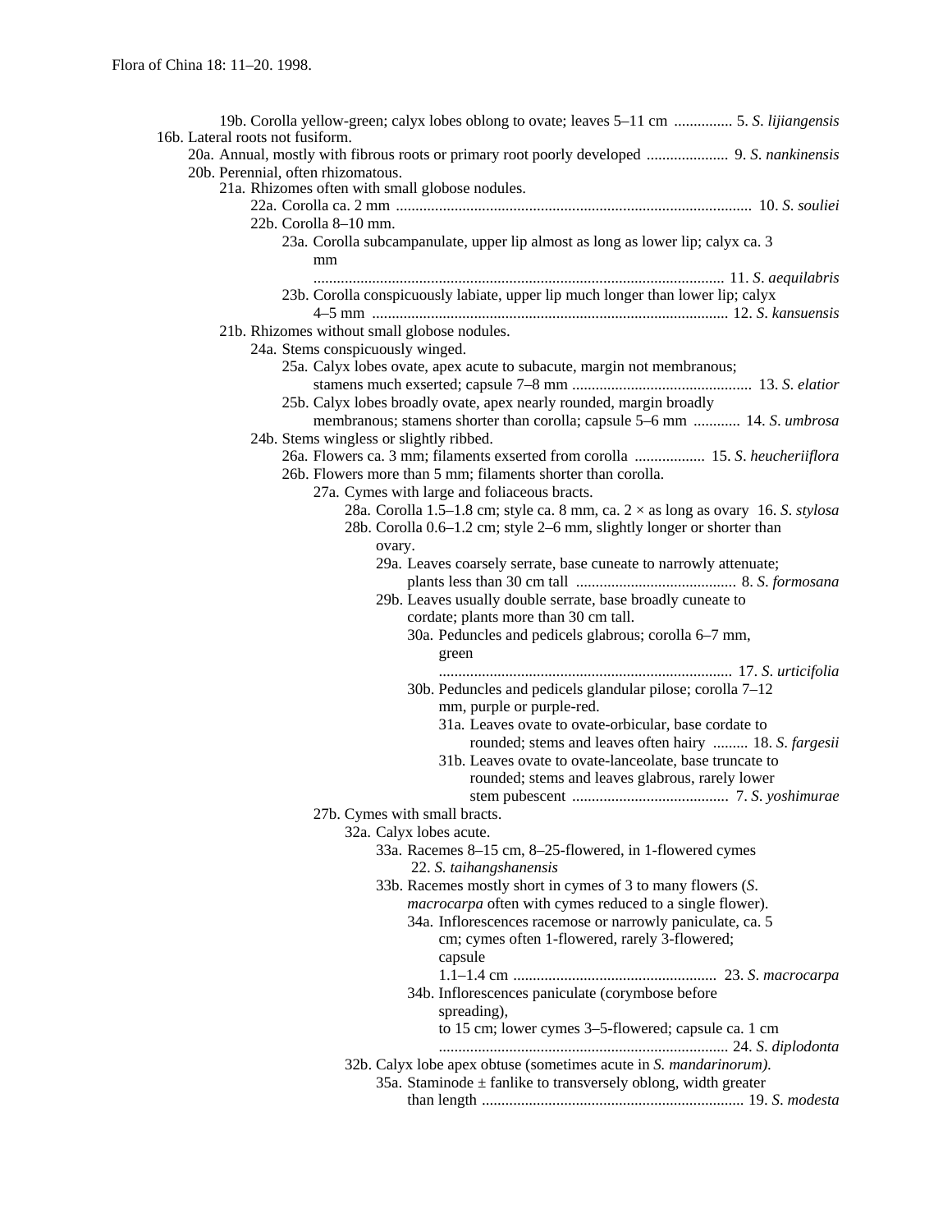19b. Corolla yellow-green; calyx lobes oblong to ovate; leaves 5–11 cm ............... 5. *S. lijiangensis*

16b. Lateral roots not fusiform.

20a. Annual, mostly with fibrous roots or primary root poorly developed ..................... 9. *S. nankinensis*

20b. Perennial, often rhizomatous.

21a. Rhizomes often with small globose nodules.

22a. Corolla ca. 2 mm .......................................................................................... 10. *S. souliei*

22b. Corolla 8–10 mm.

23a. Corolla subcampanulate, upper lip almost as long as lower lip; calyx ca. 3 mm ........................................................................................................ 11. *S. aequilabris*

23b. Corolla conspicuously labiate, upper lip much longer than lower lip; calyx 4–5 mm .......................................................................................... 12. *S. kansuensis*

21b. Rhizomes without small globose nodules.

24a. Stems conspicuously winged.

25a. Calyx lobes ovate, apex acute to subacute, margin not membranous; stamens much exserted; capsule 7–8 mm ............................................. 13. *S. elatior*

25b. Calyx lobes broadly ovate, apex nearly rounded, margin broadly membranous; stamens shorter than corolla; capsule 5–6 mm ............ 14. *S. umbrosa*

24b. Stems wingless or slightly ribbed.

26a. Flowers ca. 3 mm; filaments exserted from corolla .................. 15. *S. heucheriiflora*

26b. Flowers more than 5 mm; filaments shorter than corolla.

27a. Cymes with large and foliaceous bracts.

28a. Corolla 1.5–1.8 cm; style ca. 8 mm, ca. 2 × as long as ovary 16. *S. stylosa*

28b. Corolla 0.6–1.2 cm; style 2–6 mm, slightly longer or shorter than ovary.

29a. Leaves coarsely serrate, base cuneate to narrowly attenuate; plants less than 30 cm tall ......................................... 8. *S. formosana*

29b. Leaves usually double serrate, base broadly cuneate to cordate; plants more than 30 cm tall.

30a. Peduncles and pedicels glabrous; corolla 6–7 mm, green ........................................................................... 17. *S. urticifolia*

30b. Peduncles and pedicels glandular pilose; corolla 7–12 mm, purple or purple-red.

31a. Leaves ovate to ovate-orbicular, base cordate to rounded; stems and leaves often hairy ......... 18. *S. fargesii*

31b. Leaves ovate to ovate-lanceolate, base truncate to rounded; stems and leaves glabrous, rarely lower stem pubescent ........................................ 7. *S. yoshimurae*

27b. Cymes with small bracts.

32a. Calyx lobes acute.

33a. Racemes 8–15 cm, 8–25-flowered, in 1-flowered cymes 22. *S. taihangshanensis*

33b. Racemes mostly short in cymes of 3 to many flowers (*S. macrocarpa* often with cymes reduced to a single flower).

34a. Inflorescences racemose or narrowly paniculate, ca. 5 cm; cymes often 1-flowered, rarely 3-flowered; capsule 1.1–1.4 cm .................................................... 23. *S. macrocarpa*

34b. Inflorescences paniculate (corymbose before spreading), to 15 cm; lower cymes 3–5-flowered; capsule ca. 1 cm .......................................................................... 24. *S. diplodonta*

32b. Calyx lobe apex obtuse (sometimes acute in *S. mandarinorum).*

35a. Staminode ± fanlike to transversely oblong, width greater than length ................................................................... 19. *S. modesta*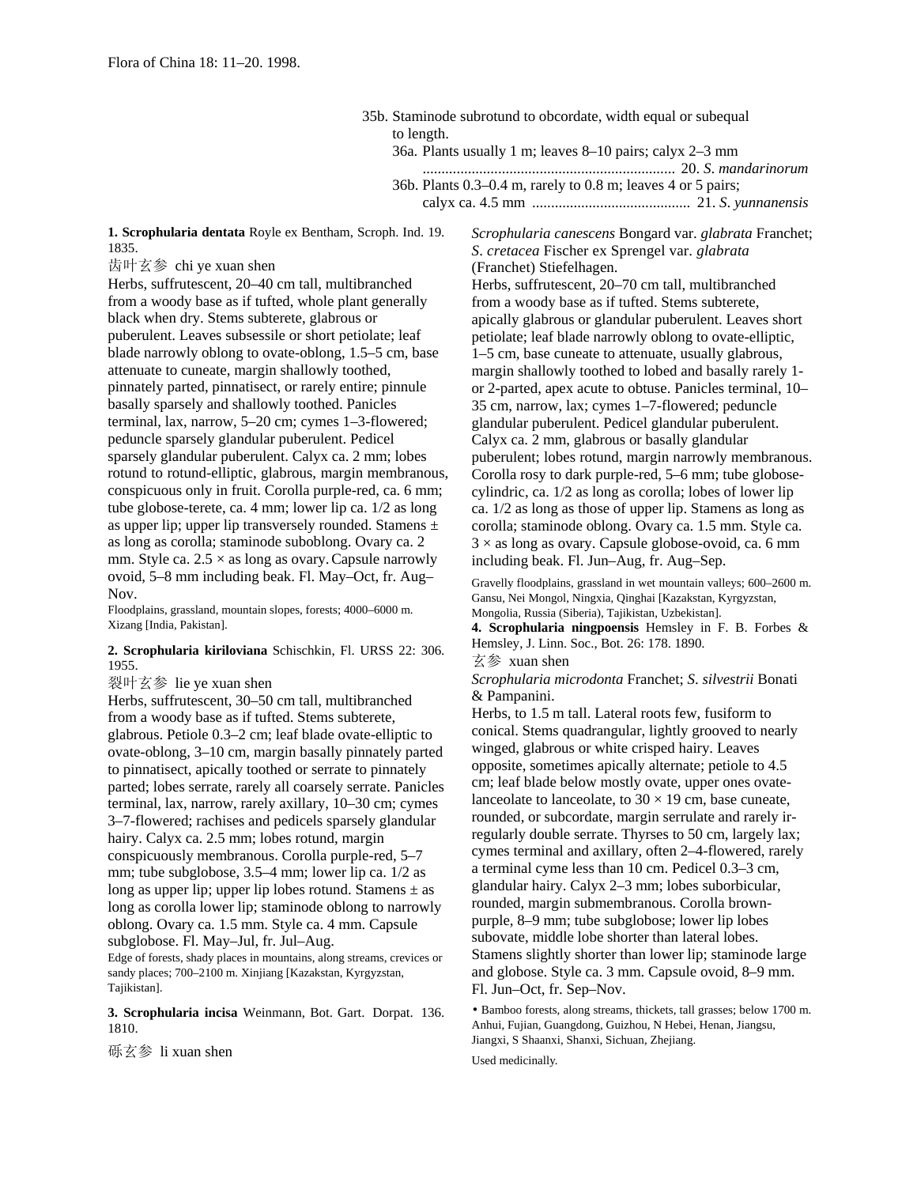35b. Staminode subrotund to obcordate, width equal or subequal to length.

36a. Plants usually 1 m; leaves 8–10 pairs; calyx 2–3 mm .................................................................... 20. *S. mandarinorum*

36b. Plants 0.3–0.4 m, rarely to 0.8 m; leaves 4 or 5 pairs; calyx ca. 4.5 mm .......................................... 21. *S. yunnanensis*

**1. Scrophularia dentata** Royle ex Bentham, Scroph. Ind. 19. 1835.

齿叶玄参 chi ye xuan shen

Herbs, suffrutescent, 20–40 cm tall, multibranched from a woody base as if tufted, whole plant generally black when dry. Stems subterete, glabrous or puberulent. Leaves subsessile or short petiolate; leaf blade narrowly oblong to ovate-oblong, 1.5–5 cm, base attenuate to cuneate, margin shallowly toothed, pinnately parted, pinnatisect, or rarely entire; pinnule basally sparsely and shallowly toothed. Panicles terminal, lax, narrow, 5–20 cm; cymes 1–3-flowered; peduncle sparsely glandular puberulent. Pedicel sparsely glandular puberulent. Calyx ca. 2 mm; lobes rotund to rotund-elliptic, glabrous, margin membranous, conspicuous only in fruit. Corolla purple-red, ca. 6 mm; tube globose-terete, ca. 4 mm; lower lip ca. 1/2 as long as upper lip; upper lip transversely rounded. Stamens ± as long as corolla; staminode suboblong. Ovary ca. 2 mm. Style ca. 2.5 × as long as ovary. Capsule narrowly ovoid, 5–8 mm including beak. Fl. May–Oct, fr. Aug–Nov.

Floodplains, grassland, mountain slopes, forests; 4000–6000 m. Xizang [India, Pakistan].

**2. Scrophularia kiriloviana** Schischkin, Fl. URSS 22: 306. 1955.

裂叶玄参 lie ye xuan shen

Herbs, suffrutescent, 30–50 cm tall, multibranched from a woody base as if tufted. Stems subterete, glabrous. Petiole 0.3–2 cm; leaf blade ovate-elliptic to ovate-oblong, 3–10 cm, margin basally pinnately parted to pinnatisect, apically toothed or serrate to pinnately parted; lobes serrate, rarely all coarsely serrate. Panicles terminal, lax, narrow, rarely axillary, 10–30 cm; cymes 3–7-flowered; rachises and pedicels sparsely glandular hairy. Calyx ca. 2.5 mm; lobes rotund, margin conspicuously membranous. Corolla purple-red, 5–7 mm; tube subglobose, 3.5–4 mm; lower lip ca. 1/2 as long as upper lip; upper lip lobes rotund. Stamens ± as long as corolla lower lip; staminode oblong to narrowly oblong. Ovary ca. 1.5 mm. Style ca. 4 mm. Capsule subglobose. Fl. May–Jul, fr. Jul–Aug.

Edge of forests, shady places in mountains, along streams, crevices or sandy places; 700–2100 m. Xinjiang [Kazakstan, Kyrgyzstan, Tajikistan].

**3. Scrophularia incisa** Weinmann, Bot. Gart. Dorpat. 136. 1810.

砾玄参 li xuan shen

*Scrophularia canescens* Bongard var. *glabrata* Franchet; *S. cretacea* Fischer ex Sprengel var. *glabrata* (Franchet) Stiefelhagen.

Herbs, suffrutescent, 20–70 cm tall, multibranched from a woody base as if tufted. Stems subterete, apically glabrous or glandular puberulent. Leaves short petiolate; leaf blade narrowly oblong to ovate-elliptic, 1–5 cm, base cuneate to attenuate, usually glabrous, margin shallowly toothed to lobed and basally rarely 1- or 2-parted, apex acute to obtuse. Panicles terminal, 10–35 cm, narrow, lax; cymes 1–7-flowered; peduncle glandular puberulent. Pedicel glandular puberulent. Calyx ca. 2 mm, glabrous or basally glandular puberulent; lobes rotund, margin narrowly membranous. Corolla rosy to dark purple-red, 5–6 mm; tube globose-cylindric, ca. 1/2 as long as corolla; lobes of lower lip ca. 1/2 as long as those of upper lip. Stamens as long as corolla; staminode oblong. Ovary ca. 1.5 mm. Style ca. 3 × as long as ovary. Capsule globose-ovoid, ca. 6 mm including beak. Fl. Jun–Aug, fr. Aug–Sep.

Gravelly floodplains, grassland in wet mountain valleys; 600–2600 m. Gansu, Nei Mongol, Ningxia, Qinghai [Kazakstan, Kyrgyzstan, Mongolia, Russia (Siberia), Tajikistan, Uzbekistan].

**4. Scrophularia ningpoensis** Hemsley in F. B. Forbes & Hemsley, J. Linn. Soc., Bot. 26: 178. 1890.

玄参 xuan shen

*Scrophularia microdonta* Franchet; *S. silvestrii* Bonati & Pampanini.

Herbs, to 1.5 m tall. Lateral roots few, fusiform to conical. Stems quadrangular, lightly grooved to nearly winged, glabrous or white crisped hairy. Leaves opposite, sometimes apically alternate; petiole to 4.5 cm; leaf blade below mostly ovate, upper ones ovate-lanceolate to lanceolate, to 30 × 19 cm, base cuneate, rounded, or subcordate, margin serrulate and rarely irregularly double serrate. Thyrses to 50 cm, largely lax; cymes terminal and axillary, often 2–4-flowered, rarely a terminal cyme less than 10 cm. Pedicel 0.3–3 cm, glandular hairy. Calyx 2–3 mm; lobes suborbicular, rounded, margin submembranous. Corolla brown-purple, 8–9 mm; tube subglobose; lower lip lobes subovate, middle lobe shorter than lateral lobes. Stamens slightly shorter than lower lip; staminode large and globose. Style ca. 3 mm. Capsule ovoid, 8–9 mm. Fl. Jun–Oct, fr. Sep–Nov.

• Bamboo forests, along streams, thickets, tall grasses; below 1700 m. Anhui, Fujian, Guangdong, Guizhou, N Hebei, Henan, Jiangsu, Jiangxi, S Shaanxi, Shanxi, Sichuan, Zhejiang.

Used medicinally.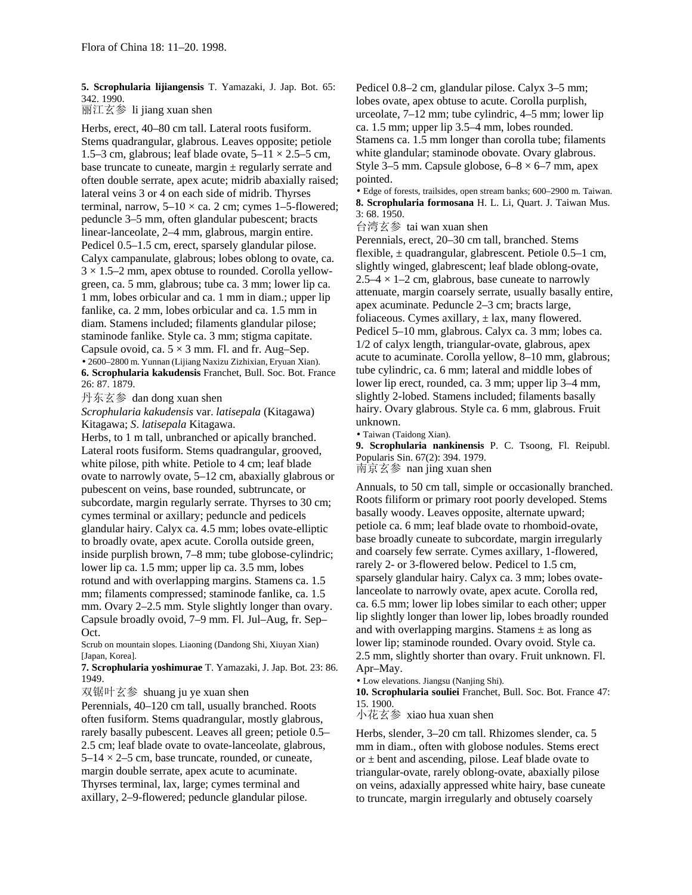**5. Scrophularia lijiangensis** T. Yamazaki, J. Jap. Bot. 65: 342. 1990.

丽江玄参 li jiang xuan shen

Herbs, erect, 40–80 cm tall. Lateral roots fusiform. Stems quadrangular, glabrous. Leaves opposite; petiole 1.5–3 cm, glabrous; leaf blade ovate, 5–11 × 2.5–5 cm, base truncate to cuneate, margin ± regularly serrate and often double serrate, apex acute; midrib abaxially raised; lateral veins 3 or 4 on each side of midrib. Thyrses terminal, narrow, 5–10 × ca. 2 cm; cymes 1–5-flowered; peduncle 3–5 mm, often glandular pubescent; bracts linear-lanceolate, 2–4 mm, glabrous, margin entire. Pedicel 0.5–1.5 cm, erect, sparsely glandular pilose. Calyx campanulate, glabrous; lobes oblong to ovate, ca. 3 × 1.5–2 mm, apex obtuse to rounded. Corolla yellow-green, ca. 5 mm, glabrous; tube ca. 3 mm; lower lip ca. 1 mm, lobes orbicular and ca. 1 mm in diam.; upper lip fanlike, ca. 2 mm, lobes orbicular and ca. 1.5 mm in diam. Stamens included; filaments glandular pilose; staminode fanlike. Style ca. 3 mm; stigma capitate. Capsule ovoid, ca. 5 × 3 mm. Fl. and fr. Aug–Sep.

• 2600–2800 m. Yunnan (Lijiang Naxizu Zizhixian, Eryuan Xian).

**6. Scrophularia kakudensis** Franchet, Bull. Soc. Bot. France 26: 87. 1879.

丹东玄参 dan dong xuan shen

*Scrophularia kakudensis* var. *latisepala* (Kitagawa) Kitagawa; *S. latisepala* Kitagawa.

Herbs, to 1 m tall, unbranched or apically branched. Lateral roots fusiform. Stems quadrangular, grooved, white pilose, pith white. Petiole to 4 cm; leaf blade ovate to narrowly ovate, 5–12 cm, abaxially glabrous or pubescent on veins, base rounded, subtruncate, or subcordate, margin regularly serrate. Thyrses to 30 cm; cymes terminal or axillary; peduncle and pedicels glandular hairy. Calyx ca. 4.5 mm; lobes ovate-elliptic to broadly ovate, apex acute. Corolla outside green, inside purplish brown, 7–8 mm; tube globose-cylindric; lower lip ca. 1.5 mm; upper lip ca. 3.5 mm, lobes rotund and with overlapping margins. Stamens ca. 1.5 mm; filaments compressed; staminode fanlike, ca. 1.5 mm. Ovary 2–2.5 mm. Style slightly longer than ovary. Capsule broadly ovoid, 7–9 mm. Fl. Jul–Aug, fr. Sep–Oct.

Scrub on mountain slopes. Liaoning (Dandong Shi, Xiuyan Xian) [Japan, Korea].

**7. Scrophularia yoshimurae** T. Yamazaki, J. Jap. Bot. 23: 86. 1949.

双锯叶玄参 shuang ju ye xuan shen

Perennials, 40–120 cm tall, usually branched. Roots often fusiform. Stems quadrangular, mostly glabrous, rarely basally pubescent. Leaves all green; petiole 0.5–2.5 cm; leaf blade ovate to ovate-lanceolate, glabrous, 5–14 × 2–5 cm, base truncate, rounded, or cuneate, margin double serrate, apex acute to acuminate. Thyrses terminal, lax, large; cymes terminal and axillary, 2–9-flowered; peduncle glandular pilose. Pedicel 0.8–2 cm, glandular pilose. Calyx 3–5 mm; lobes ovate, apex obtuse to acute. Corolla purplish, urceolate, 7–12 mm; tube cylindric, 4–5 mm; lower lip ca. 1.5 mm; upper lip 3.5–4 mm, lobes rounded. Stamens ca. 1.5 mm longer than corolla tube; filaments white glandular; staminode obovate. Ovary glabrous. Style 3–5 mm. Capsule globose, 6–8 × 6–7 mm, apex pointed.

• Edge of forests, trailsides, open stream banks; 600–2900 m. Taiwan.

**8. Scrophularia formosana** H. L. Li, Quart. J. Taiwan Mus. 3: 68. 1950.

台湾玄参 tai wan xuan shen

Perennials, erect, 20–30 cm tall, branched. Stems flexible, ± quadrangular, glabrescent. Petiole 0.5–1 cm, slightly winged, glabrescent; leaf blade oblong-ovate, 2.5–4 × 1–2 cm, glabrous, base cuneate to narrowly attenuate, margin coarsely serrate, usually basally entire, apex acuminate. Peduncle 2–3 cm; bracts large, foliaceous. Cymes axillary, ± lax, many flowered. Pedicel 5–10 mm, glabrous. Calyx ca. 3 mm; lobes ca. 1/2 of calyx length, triangular-ovate, glabrous, apex acute to acuminate. Corolla yellow, 8–10 mm, glabrous; tube cylindric, ca. 6 mm; lateral and middle lobes of lower lip erect, rounded, ca. 3 mm; upper lip 3–4 mm, slightly 2-lobed. Stamens included; filaments basally hairy. Ovary glabrous. Style ca. 6 mm, glabrous. Fruit unknown.

• Taiwan (Taidong Xian).

**9. Scrophularia nankinensis** P. C. Tsoong, Fl. Reipubl. Popularis Sin. 67(2): 394. 1979.

南京玄参 nan jing xuan shen

Annuals, to 50 cm tall, simple or occasionally branched. Roots filiform or primary root poorly developed. Stems basally woody. Leaves opposite, alternate upward; petiole ca. 6 mm; leaf blade ovate to rhomboid-ovate, base broadly cuneate to subcordate, margin irregularly and coarsely few serrate. Cymes axillary, 1-flowered, rarely 2- or 3-flowered below. Pedicel to 1.5 cm, sparsely glandular hairy. Calyx ca. 3 mm; lobes ovate-lanceolate to narrowly ovate, apex acute. Corolla red, ca. 6.5 mm; lower lip lobes similar to each other; upper lip slightly longer than lower lip, lobes broadly rounded and with overlapping margins. Stamens ± as long as lower lip; staminode rounded. Ovary ovoid. Style ca. 2.5 mm, slightly shorter than ovary. Fruit unknown. Fl. Apr–May.

• Low elevations. Jiangsu (Nanjing Shi).

**10. Scrophularia souliei** Franchet, Bull. Soc. Bot. France 47: 15. 1900.

小花玄参 xiao hua xuan shen

Herbs, slender, 3–20 cm tall. Rhizomes slender, ca. 5 mm in diam., often with globose nodules. Stems erect or ± bent and ascending, pilose. Leaf blade ovate to triangular-ovate, rarely oblong-ovate, abaxially pilose on veins, adaxially appressed white hairy, base cuneate to truncate, margin irregularly and obtusely coarsely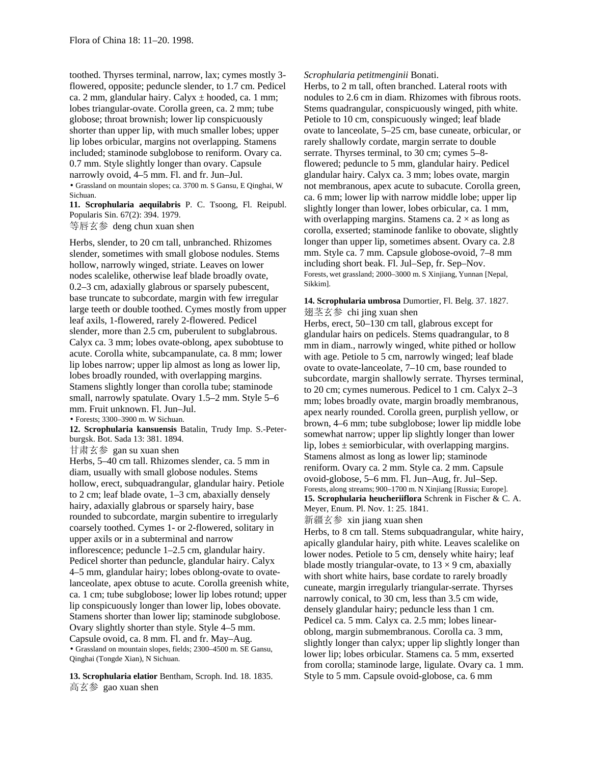toothed. Thyrses terminal, narrow, lax; cymes mostly 3-flowered, opposite; peduncle slender, to 1.7 cm. Pedicel ca. 2 mm, glandular hairy. Calyx ± hooded, ca. 1 mm; lobes triangular-ovate. Corolla green, ca. 2 mm; tube globose; throat brownish; lower lip conspicuously shorter than upper lip, with much smaller lobes; upper lip lobes orbicular, margins not overlapping. Stamens included; staminode subglobose to reniform. Ovary ca. 0.7 mm. Style slightly longer than ovary. Capsule narrowly ovoid, 4–5 mm. Fl. and fr. Jun–Jul.

• Grassland on mountain slopes; ca. 3700 m. S Gansu, E Qinghai, W Sichuan.

**11. Scrophularia aequilabris** P. C. Tsoong, Fl. Reipubl. Popularis Sin. 67(2): 394. 1979.

等唇玄参 deng chun xuan shen

Herbs, slender, to 20 cm tall, unbranched. Rhizomes slender, sometimes with small globose nodules. Stems hollow, narrowly winged, striate. Leaves on lower nodes scalelike, otherwise leaf blade broadly ovate, 0.2–3 cm, adaxially glabrous or sparsely pubescent, base truncate to subcordate, margin with few irregular large teeth or double toothed. Cymes mostly from upper leaf axils, 1-flowered, rarely 2-flowered. Pedicel slender, more than 2.5 cm, puberulent to subglabrous. Calyx ca. 3 mm; lobes ovate-oblong, apex subobtuse to acute. Corolla white, subcampanulate, ca. 8 mm; lower lip lobes narrow; upper lip almost as long as lower lip, lobes broadly rounded, with overlapping margins. Stamens slightly longer than corolla tube; staminode small, narrowly spatulate. Ovary 1.5–2 mm. Style 5–6 mm. Fruit unknown. Fl. Jun–Jul.

• Forests; 3300–3900 m. W Sichuan.

**12. Scrophularia kansuensis** Batalin, Trudy Imp. S.-Peterburgsk. Bot. Sada 13: 381. 1894.

甘肃玄参 gan su xuan shen

Herbs, 5–40 cm tall. Rhizomes slender, ca. 5 mm in diam., usually with small globose nodules. Stems hollow, erect, subquadrangular, glandular hairy. Petiole to 2 cm; leaf blade ovate, 1–3 cm, abaxially densely hairy, adaxially glabrous or sparsely hairy, base rounded to subcordate, margin subentire to irregularly coarsely toothed. Cymes 1- or 2-flowered, solitary in upper axils or in a subterminal and narrow inflorescence; peduncle 1–2.5 cm, glandular hairy. Pedicel shorter than peduncle, glandular hairy. Calyx 4–5 mm, glandular hairy; lobes oblong-ovate to ovate-lanceolate, apex obtuse to acute. Corolla greenish white, ca. 1 cm; tube subglobose; lower lip lobes rotund; upper lip conspicuously longer than lower lip, lobes obovate. Stamens shorter than lower lip; staminode subglobose. Ovary slightly shorter than style. Style 4–5 mm. Capsule ovoid, ca. 8 mm. Fl. and fr. May–Aug.

• Grassland on mountain slopes, fields; 2300–4500 m. SE Gansu, Qinghai (Tongde Xian), N Sichuan.

**13. Scrophularia elatior** Bentham, Scroph. Ind. 18. 1835.

高玄参 gao xuan shen

*Scrophularia petitmenginii* Bonati.

Herbs, to 2 m tall, often branched. Lateral roots with nodules to 2.6 cm in diam. Rhizomes with fibrous roots. Stems quadrangular, conspicuously winged, pith white. Petiole to 10 cm, conspicuously winged; leaf blade ovate to lanceolate, 5–25 cm, base cuneate, orbicular, or rarely shallowly cordate, margin serrate to double serrate. Thyrses terminal, to 30 cm; cymes 5–8-flowered; peduncle to 5 mm, glandular hairy. Pedicel glandular hairy. Calyx ca. 3 mm; lobes ovate, margin not membranous, apex acute to subacute. Corolla green, ca. 6 mm; lower lip with narrow middle lobe; upper lip slightly longer than lower, lobes orbicular, ca. 1 mm, with overlapping margins. Stamens ca. 2 × as long as corolla, exserted; staminode fanlike to obovate, slightly longer than upper lip, sometimes absent. Ovary ca. 2.8 mm. Style ca. 7 mm. Capsule globose-ovoid, 7–8 mm including short beak. Fl. Jul–Sep, fr. Sep–Nov.

Forests, wet grassland; 2000–3000 m. S Xinjiang, Yunnan [Nepal, Sikkim].

**14. Scrophularia umbrosa** Dumortier, Fl. Belg. 37. 1827.

翅茎玄参 chi jing xuan shen

Herbs, erect, 50–130 cm tall, glabrous except for glandular hairs on pedicels. Stems quadrangular, to 8 mm in diam., narrowly winged, white pithed or hollow with age. Petiole to 5 cm, narrowly winged; leaf blade ovate to ovate-lanceolate, 7–10 cm, base rounded to subcordate, margin shallowly serrate. Thyrses terminal, to 20 cm; cymes numerous. Pedicel to 1 cm. Calyx 2–3 mm; lobes broadly ovate, margin broadly membranous, apex nearly rounded. Corolla green, purplish yellow, or brown, 4–6 mm; tube subglobose; lower lip middle lobe somewhat narrow; upper lip slightly longer than lower lip, lobes ± semiorbicular, with overlapping margins. Stamens almost as long as lower lip; staminode reniform. Ovary ca. 2 mm. Style ca. 2 mm. Capsule ovoid-globose, 5–6 mm. Fl. Jun–Aug, fr. Jul–Sep.

Forests, along streams; 900–1700 m. N Xinjiang [Russia; Europe].

**15. Scrophularia heucheriiflora** Schrenk in Fischer & C. A. Meyer, Enum. Pl. Nov. 1: 25. 1841.

新疆玄参 xin jiang xuan shen

Herbs, to 8 cm tall. Stems subquadrangular, white hairy, apically glandular hairy, pith white. Leaves scalelike on lower nodes. Petiole to 5 cm, densely white hairy; leaf blade mostly triangular-ovate, to 13 × 9 cm, abaxially with short white hairs, base cordate to rarely broadly cuneate, margin irregularly triangular-serrate. Thyrses narrowly conical, to 30 cm, less than 3.5 cm wide, densely glandular hairy; peduncle less than 1 cm. Pedicel ca. 5 mm. Calyx ca. 2.5 mm; lobes linear-oblong, margin submembranous. Corolla ca. 3 mm, slightly longer than calyx; upper lip slightly longer than lower lip; lobes orbicular. Stamens ca. 5 mm, exserted from corolla; staminode large, ligulate. Ovary ca. 1 mm. Style to 5 mm. Capsule ovoid-globose, ca. 6 mm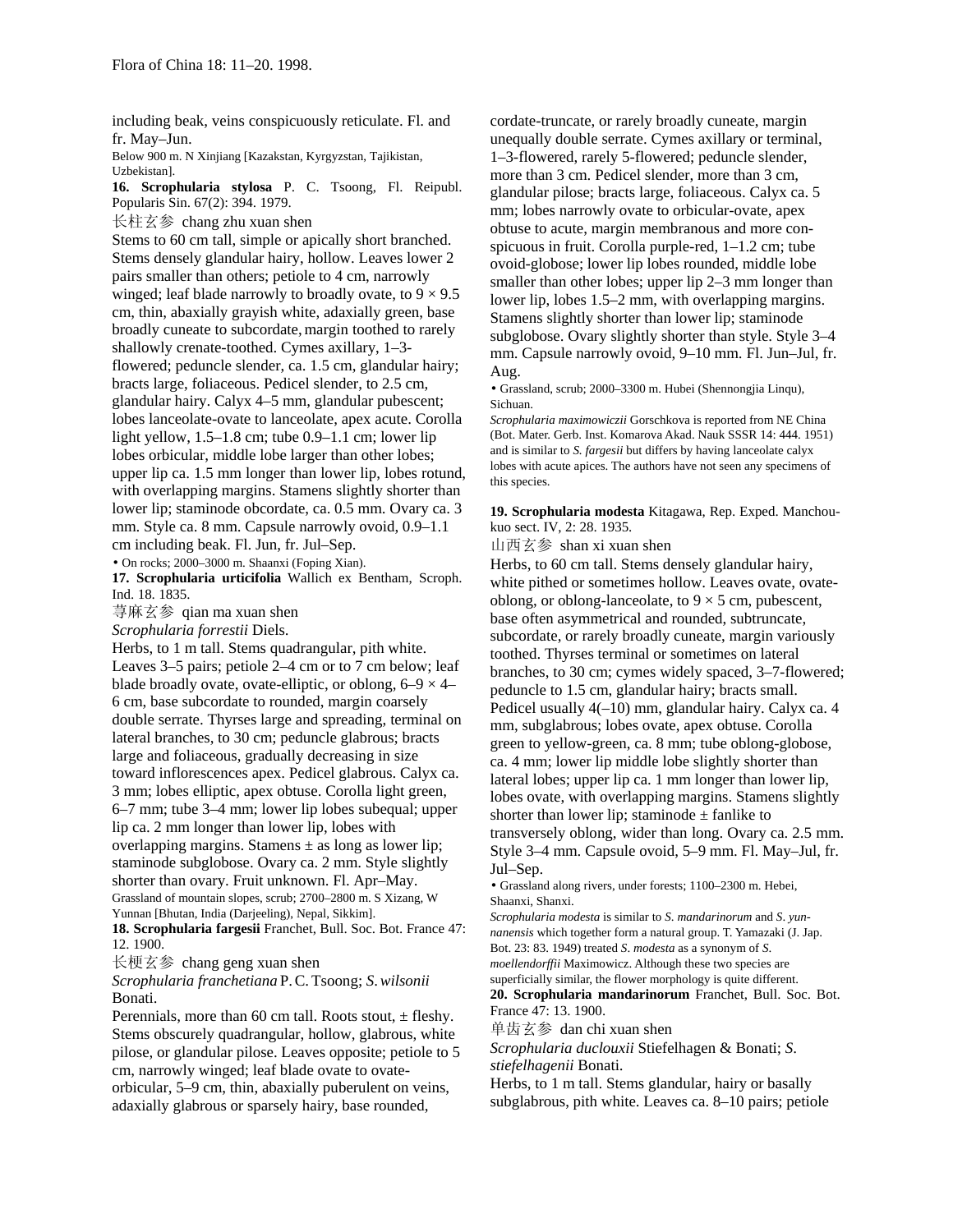including beak, veins conspicuously reticulate. Fl. and fr. May–Jun.

Below 900 m. N Xinjiang [Kazakstan, Kyrgyzstan, Tajikistan, Uzbekistan].

**16. Scrophularia stylosa** P. C. Tsoong, Fl. Reipubl. Popularis Sin. 67(2): 394. 1979.

长柱玄参 chang zhu xuan shen

Stems to 60 cm tall, simple or apically short branched. Stems densely glandular hairy, hollow. Leaves lower 2 pairs smaller than others; petiole to 4 cm, narrowly winged; leaf blade narrowly to broadly ovate, to 9 × 9.5 cm, thin, abaxially grayish white, adaxially green, base broadly cuneate to subcordate, margin toothed to rarely shallowly crenate-toothed. Cymes axillary, 1–3-flowered; peduncle slender, ca. 1.5 cm, glandular hairy; bracts large, foliaceous. Pedicel slender, to 2.5 cm, glandular hairy. Calyx 4–5 mm, glandular pubescent; lobes lanceolate-ovate to lanceolate, apex acute. Corolla light yellow, 1.5–1.8 cm; tube 0.9–1.1 cm; lower lip lobes orbicular, middle lobe larger than other lobes; upper lip ca. 1.5 mm longer than lower lip, lobes rotund, with overlapping margins. Stamens slightly shorter than lower lip; staminode obcordate, ca. 0.5 mm. Ovary ca. 3 mm. Style ca. 8 mm. Capsule narrowly ovoid, 0.9–1.1 cm including beak. Fl. Jun, fr. Jul–Sep.

• On rocks; 2000–3000 m. Shaanxi (Foping Xian).

**17. Scrophularia urticifolia** Wallich ex Bentham, Scroph. Ind. 18. 1835.

荨麻玄参 qian ma xuan shen

*Scrophularia forrestii* Diels.

Herbs, to 1 m tall. Stems quadrangular, pith white. Leaves 3–5 pairs; petiole 2–4 cm or to 7 cm below; leaf blade broadly ovate, ovate-elliptic, or oblong, 6–9 × 4–6 cm, base subcordate to rounded, margin coarsely double serrate. Thyrses large and spreading, terminal on lateral branches, to 30 cm; peduncle glabrous; bracts large and foliaceous, gradually decreasing in size toward inflorescences apex. Pedicel glabrous. Calyx ca. 3 mm; lobes elliptic, apex obtuse. Corolla light green, 6–7 mm; tube 3–4 mm; lower lip lobes subequal; upper lip ca. 2 mm longer than lower lip, lobes with overlapping margins. Stamens ± as long as lower lip; staminode subglobose. Ovary ca. 2 mm. Style slightly shorter than ovary. Fruit unknown. Fl. Apr–May.

Grassland of mountain slopes, scrub; 2700–2800 m. S Xizang, W Yunnan [Bhutan, India (Darjeeling), Nepal, Sikkim].

**18. Scrophularia fargesii** Franchet, Bull. Soc. Bot. France 47: 12. 1900.

长梗玄参 chang geng xuan shen

*Scrophularia franchetiana* P. C. Tsoong; *S. wilsonii* Bonati.

Perennials, more than 60 cm tall. Roots stout, ± fleshy. Stems obscurely quadrangular, hollow, glabrous, white pilose, or glandular pilose. Leaves opposite; petiole to 5 cm, narrowly winged; leaf blade ovate to ovate-orbicular, 5–9 cm, thin, abaxially puberulent on veins, adaxially glabrous or sparsely hairy, base rounded, cordate-truncate, or rarely broadly cuneate, margin unequally double serrate. Cymes axillary or terminal, 1–3-flowered, rarely 5-flowered; peduncle slender, more than 3 cm. Pedicel slender, more than 3 cm, glandular pilose; bracts large, foliaceous. Calyx ca. 5 mm; lobes narrowly ovate to orbicular-ovate, apex obtuse to acute, margin membranous and more conspicuous in fruit. Corolla purple-red, 1–1.2 cm; tube ovoid-globose; lower lip lobes rounded, middle lobe smaller than other lobes; upper lip 2–3 mm longer than lower lip, lobes 1.5–2 mm, with overlapping margins. Stamens slightly shorter than lower lip; staminode subglobose. Ovary slightly shorter than style. Style 3–4 mm. Capsule narrowly ovoid, 9–10 mm. Fl. Jun–Jul, fr. Aug.

• Grassland, scrub; 2000–3300 m. Hubei (Shennongjia Linqu), Sichuan.

*Scrophularia maximowiczii* Gorschkova is reported from NE China (Bot. Mater. Gerb. Inst. Komarova Akad. Nauk SSSR 14: 444. 1951) and is similar to *S. fargesii* but differs by having lanceolate calyx lobes with acute apices. The authors have not seen any specimens of this species.

**19. Scrophularia modesta** Kitagawa, Rep. Exped. Manchoukuo sect. IV, 2: 28. 1935.

山西玄参 shan xi xuan shen

Herbs, to 60 cm tall. Stems densely glandular hairy, white pithed or sometimes hollow. Leaves ovate, ovate-oblong, or oblong-lanceolate, to 9 × 5 cm, pubescent, base often asymmetrical and rounded, subtruncate, subcordate, or rarely broadly cuneate, margin variously toothed. Thyrses terminal or sometimes on lateral branches, to 30 cm; cymes widely spaced, 3–7-flowered; peduncle to 1.5 cm, glandular hairy; bracts small. Pedicel usually 4(–10) mm, glandular hairy. Calyx ca. 4 mm, subglabrous; lobes ovate, apex obtuse. Corolla green to yellow-green, ca. 8 mm; tube oblong-globose, ca. 4 mm; lower lip middle lobe slightly shorter than lateral lobes; upper lip ca. 1 mm longer than lower lip, lobes ovate, with overlapping margins. Stamens slightly shorter than lower lip; staminode ± fanlike to transversely oblong, wider than long. Ovary ca. 2.5 mm. Style 3–4 mm. Capsule ovoid, 5–9 mm. Fl. May–Jul, fr. Jul–Sep.

• Grassland along rivers, under forests; 1100–2300 m. Hebei, Shaanxi, Shanxi.

*Scrophularia modesta* is similar to *S. mandarinorum* and *S. yunnanensis* which together form a natural group. T. Yamazaki (J. Jap. Bot. 23: 83. 1949) treated *S. modesta* as a synonym of *S. moellendorffii* Maximowicz. Although these two species are superficially similar, the flower morphology is quite different.

**20. Scrophularia mandarinorum** Franchet, Bull. Soc. Bot. France 47: 13. 1900.

单齿玄参 dan chi xuan shen

*Scrophularia duclouxii* Stiefelhagen & Bonati; *S. stiefelhagenii* Bonati.

Herbs, to 1 m tall. Stems glandular, hairy or basally subglabrous, pith white. Leaves ca. 8–10 pairs; petiole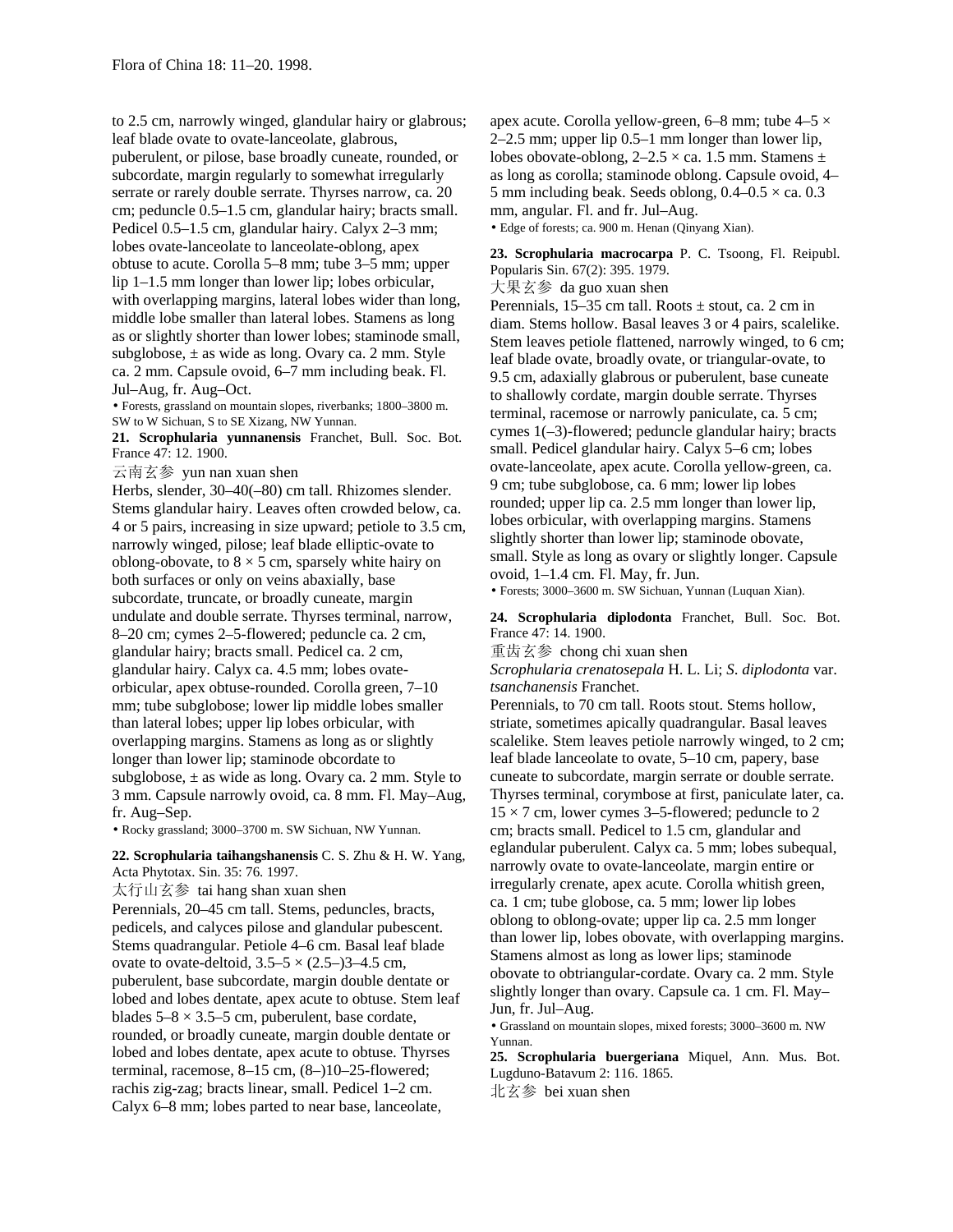to 2.5 cm, narrowly winged, glandular hairy or glabrous; leaf blade ovate to ovate-lanceolate, glabrous, puberulent, or pilose, base broadly cuneate, rounded, or subcordate, margin regularly to somewhat irregularly serrate or rarely double serrate. Thyrses narrow, ca. 20 cm; peduncle 0.5–1.5 cm, glandular hairy; bracts small. Pedicel 0.5–1.5 cm, glandular hairy. Calyx 2–3 mm; lobes ovate-lanceolate to lanceolate-oblong, apex obtuse to acute. Corolla 5–8 mm; tube 3–5 mm; upper lip 1–1.5 mm longer than lower lip; lobes orbicular, with overlapping margins, lateral lobes wider than long, middle lobe smaller than lateral lobes. Stamens as long as or slightly shorter than lower lobes; staminode small, subglobose, ± as wide as long. Ovary ca. 2 mm. Style ca. 2 mm. Capsule ovoid, 6–7 mm including beak. Fl. Jul–Aug, fr. Aug–Oct.

• Forests, grassland on mountain slopes, riverbanks; 1800–3800 m. SW to W Sichuan, S to SE Xizang, NW Yunnan.

**21. Scrophularia yunnanensis** Franchet, Bull. Soc. Bot. France 47: 12. 1900.

云南玄参 yun nan xuan shen

Herbs, slender, 30–40(–80) cm tall. Rhizomes slender. Stems glandular hairy. Leaves often crowded below, ca. 4 or 5 pairs, increasing in size upward; petiole to 3.5 cm, narrowly winged, pilose; leaf blade elliptic-ovate to oblong-obovate, to 8 × 5 cm, sparsely white hairy on both surfaces or only on veins abaxially, base subcordate, truncate, or broadly cuneate, margin undulate and double serrate. Thyrses terminal, narrow, 8–20 cm; cymes 2–5-flowered; peduncle ca. 2 cm, glandular hairy; bracts small. Pedicel ca. 2 cm, glandular hairy. Calyx ca. 4.5 mm; lobes ovate-orbicular, apex obtuse-rounded. Corolla green, 7–10 mm; tube subglobose; lower lip middle lobes smaller than lateral lobes; upper lip lobes orbicular, with overlapping margins. Stamens as long as or slightly longer than lower lip; staminode obcordate to subglobose, ± as wide as long. Ovary ca. 2 mm. Style to 3 mm. Capsule narrowly ovoid, ca. 8 mm. Fl. May–Aug, fr. Aug–Sep.

• Rocky grassland; 3000–3700 m. SW Sichuan, NW Yunnan.

**22. Scrophularia taihangshanensis** C. S. Zhu & H. W. Yang, Acta Phytotax. Sin. 35: 76. 1997.

太行山玄参 tai hang shan xuan shen

Perennials, 20–45 cm tall. Stems, peduncles, bracts, pedicels, and calyces pilose and glandular pubescent. Stems quadrangular. Petiole 4–6 cm. Basal leaf blade ovate to ovate-deltoid, 3.5–5 × (2.5–)3–4.5 cm, puberulent, base subcordate, margin double dentate or lobed and lobes dentate, apex acute to obtuse. Stem leaf blades 5–8 × 3.5–5 cm, puberulent, base cordate, rounded, or broadly cuneate, margin double dentate or lobed and lobes dentate, apex acute to obtuse. Thyrses terminal, racemose, 8–15 cm, (8–)10–25-flowered; rachis zig-zag; bracts linear, small. Pedicel 1–2 cm. Calyx 6–8 mm; lobes parted to near base, lanceolate, apex acute. Corolla yellow-green, 6–8 mm; tube 4–5 × 2–2.5 mm; upper lip 0.5–1 mm longer than lower lip, lobes obovate-oblong, 2–2.5 × ca. 1.5 mm. Stamens ± as long as corolla; staminode oblong. Capsule ovoid, 4–5 mm including beak. Seeds oblong, 0.4–0.5 × ca. 0.3 mm, angular. Fl. and fr. Jul–Aug.

• Edge of forests; ca. 900 m. Henan (Qinyang Xian).

**23. Scrophularia macrocarpa** P. C. Tsoong, Fl. Reipubl. Popularis Sin. 67(2): 395. 1979.

大果玄参 da guo xuan shen

Perennials, 15–35 cm tall. Roots ± stout, ca. 2 cm in diam. Stems hollow. Basal leaves 3 or 4 pairs, scalelike. Stem leaves petiole flattened, narrowly winged, to 6 cm; leaf blade ovate, broadly ovate, or triangular-ovate, to 9.5 cm, adaxially glabrous or puberulent, base cuneate to shallowly cordate, margin double serrate. Thyrses terminal, racemose or narrowly paniculate, ca. 5 cm; cymes 1(–3)-flowered; peduncle glandular hairy; bracts small. Pedicel glandular hairy. Calyx 5–6 cm; lobes ovate-lanceolate, apex acute. Corolla yellow-green, ca. 9 cm; tube subglobose, ca. 6 mm; lower lip lobes rounded; upper lip ca. 2.5 mm longer than lower lip, lobes orbicular, with overlapping margins. Stamens slightly shorter than lower lip; staminode obovate, small. Style as long as ovary or slightly longer. Capsule ovoid, 1–1.4 cm. Fl. May, fr. Jun.

• Forests; 3000–3600 m. SW Sichuan, Yunnan (Luquan Xian).

**24. Scrophularia diplodonta** Franchet, Bull. Soc. Bot. France 47: 14. 1900.

重齿玄参 chong chi xuan shen

*Scrophularia crenatosepala* H. L. Li; *S. diplodonta* var. *tsanchanensis* Franchet.

Perennials, to 70 cm tall. Roots stout. Stems hollow, striate, sometimes apically quadrangular. Basal leaves scalelike. Stem leaves petiole narrowly winged, to 2 cm; leaf blade lanceolate to ovate, 5–10 cm, papery, base cuneate to subcordate, margin serrate or double serrate. Thyrses terminal, corymbose at first, paniculate later, ca. 15 × 7 cm, lower cymes 3–5-flowered; peduncle to 2 cm; bracts small. Pedicel to 1.5 cm, glandular and eglandular puberulent. Calyx ca. 5 mm; lobes subequal, narrowly ovate to ovate-lanceolate, margin entire or irregularly crenate, apex acute. Corolla whitish green, ca. 1 cm; tube globose, ca. 5 mm; lower lip lobes oblong to oblong-ovate; upper lip ca. 2.5 mm longer than lower lip, lobes obovate, with overlapping margins. Stamens almost as long as lower lips; staminode obovate to obtriangular-cordate. Ovary ca. 2 mm. Style slightly longer than ovary. Capsule ca. 1 cm. Fl. May–Jun, fr. Jul–Aug.

• Grassland on mountain slopes, mixed forests; 3000–3600 m. NW Yunnan.

**25. Scrophularia buergeriana** Miquel, Ann. Mus. Bot. Lugduno-Batavum 2: 116. 1865.

北玄参 bei xuan shen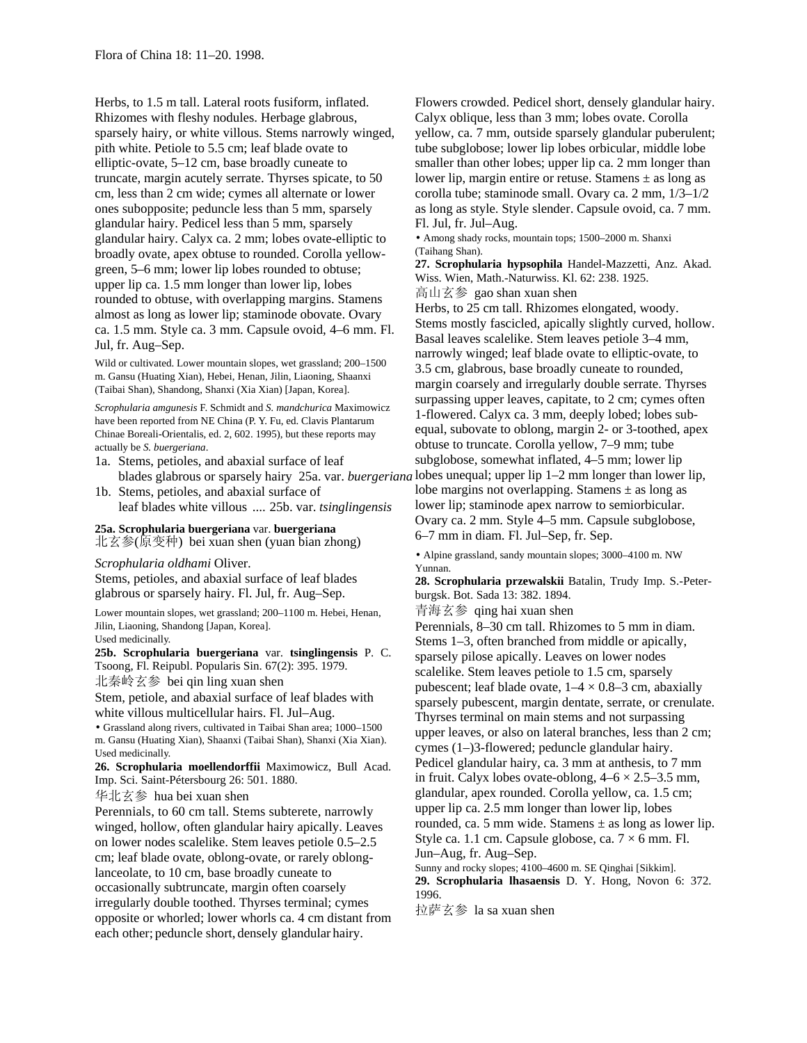Herbs, to 1.5 m tall. Lateral roots fusiform, inflated. Rhizomes with fleshy nodules. Herbage glabrous, sparsely hairy, or white villous. Stems narrowly winged, pith white. Petiole to 5.5 cm; leaf blade ovate to elliptic-ovate, 5–12 cm, base broadly cuneate to truncate, margin acutely serrate. Thyrses spicate, to 50 cm, less than 2 cm wide; cymes all alternate or lower ones subopposite; peduncle less than 5 mm, sparsely glandular hairy. Pedicel less than 5 mm, sparsely glandular hairy. Calyx ca. 2 mm; lobes ovate-elliptic to broadly ovate, apex obtuse to rounded. Corolla yellow-green, 5–6 mm; lower lip lobes rounded to obtuse; upper lip ca. 1.5 mm longer than lower lip, lobes rounded to obtuse, with overlapping margins. Stamens almost as long as lower lip; staminode obovate. Ovary ca. 1.5 mm. Style ca. 3 mm. Capsule ovoid, 4–6 mm. Fl. Jul, fr. Aug–Sep.

Wild or cultivated. Lower mountain slopes, wet grassland; 200–1500 m. Gansu (Huating Xian), Hebei, Henan, Jilin, Liaoning, Shaanxi (Taibai Shan), Shandong, Shanxi (Xia Xian) [Japan, Korea].

*Scrophularia amgunesis* F. Schmidt and *S. mandchurica* Maximowicz have been reported from NE China (P. Y. Fu, ed. Clavis Plantarum Chinae Boreali-Orientalis, ed. 2, 602. 1995), but these reports may actually be *S. buergeriana*.

1a. Stems, petioles, and abaxial surface of leaf blades glabrous or sparsely hairy 25a. var. *buergeriana*
1b. Stems, petioles, and abaxial surface of leaf blades white villous .... 25b. var. *tsinglingensis*

**25a. Scrophularia buergeriana** var. **buergeriana**
北玄参(原变种) bei xuan shen (yuan bian zhong)

*Scrophularia oldhami* Oliver.

Stems, petioles, and abaxial surface of leaf blades glabrous or sparsely hairy. Fl. Jul, fr. Aug–Sep.

Lower mountain slopes, wet grassland; 200–1100 m. Hebei, Henan, Jilin, Liaoning, Shandong [Japan, Korea].
Used medicinally.

**25b. Scrophularia buergeriana** var. **tsinglingensis** P. C. Tsoong, Fl. Reipubl. Popularis Sin. 67(2): 395. 1979.
北秦岭玄参 bei qin ling xuan shen

Stem, petiole, and abaxial surface of leaf blades with white villous multicellular hairs. Fl. Jul–Aug.

• Grassland along rivers, cultivated in Taibai Shan area; 1000–1500 m. Gansu (Huating Xian), Shaanxi (Taibai Shan), Shanxi (Xia Xian). Used medicinally.

**26. Scrophularia moellendorffii** Maximowicz, Bull Acad. Imp. Sci. Saint-Pétersbourg 26: 501. 1880.
华北玄参 hua bei xuan shen

Perennials, to 60 cm tall. Stems subterete, narrowly winged, hollow, often glandular hairy apically. Leaves on lower nodes scalelike. Stem leaves petiole 0.5–2.5 cm; leaf blade ovate, oblong-ovate, or rarely oblong-lanceolate, to 10 cm, base broadly cuneate to occasionally subtruncate, margin often coarsely irregularly double toothed. Thyrses terminal; cymes opposite or whorled; lower whorls ca. 4 cm distant from each other; peduncle short, densely glandular hairy. Flowers crowded. Pedicel short, densely glandular hairy. Calyx oblique, less than 3 mm; lobes ovate. Corolla yellow, ca. 7 mm, outside sparsely glandular puberulent; tube subglobose; lower lip lobes orbicular, middle lobe smaller than other lobes; upper lip ca. 2 mm longer than lower lip, margin entire or retuse. Stamens ± as long as corolla tube; staminode small. Ovary ca. 2 mm, 1/3–1/2 as long as style. Style slender. Capsule ovoid, ca. 7 mm. Fl. Jul, fr. Jul–Aug.

• Among shady rocks, mountain tops; 1500–2000 m. Shanxi (Taihang Shan).

**27. Scrophularia hypsophila** Handel-Mazzetti, Anz. Akad. Wiss. Wien, Math.-Naturwiss. Kl. 62: 238. 1925.
高山玄参 gao shan xuan shen

Herbs, to 25 cm tall. Rhizomes elongated, woody. Stems mostly fascicled, apically slightly curved, hollow. Basal leaves scalelike. Stem leaves petiole 3–4 mm, narrowly winged; leaf blade ovate to elliptic-ovate, to 3.5 cm, glabrous, base broadly cuneate to rounded, margin coarsely and irregularly double serrate. Thyrses surpassing upper leaves, capitate, to 2 cm; cymes often 1-flowered. Calyx ca. 3 mm, deeply lobed; lobes sub-equal, subovate to oblong, margin 2- or 3-toothed, apex obtuse to truncate. Corolla yellow, 7–9 mm; tube subglobose, somewhat inflated, 4–5 mm; lower lip lobes unequal; upper lip 1–2 mm longer than lower lip, lobe margins not overlapping. Stamens ± as long as lower lip; staminode apex narrow to semiorbicular. Ovary ca. 2 mm. Style 4–5 mm. Capsule subglobose, 6–7 mm in diam. Fl. Jul–Sep, fr. Sep.

• Alpine grassland, sandy mountain slopes; 3000–4100 m. NW Yunnan.

**28. Scrophularia przewalskii** Batalin, Trudy Imp. S.-Peterburgsk. Bot. Sada 13: 382. 1894.
青海玄参 qing hai xuan shen

Perennials, 8–30 cm tall. Rhizomes to 5 mm in diam. Stems 1–3, often branched from middle or apically, sparsely pilose apically. Leaves on lower nodes scalelike. Stem leaves petiole to 1.5 cm, sparsely pubescent; leaf blade ovate, 1–4 × 0.8–3 cm, abaxially sparsely pubescent, margin dentate, serrate, or crenulate. Thyrses terminal on main stems and not surpassing upper leaves, or also on lateral branches, less than 2 cm; cymes (1–)3-flowered; peduncle glandular hairy. Pedicel glandular hairy, ca. 3 mm at anthesis, to 7 mm in fruit. Calyx lobes ovate-oblong, 4–6 × 2.5–3.5 mm, glandular, apex rounded. Corolla yellow, ca. 1.5 cm; upper lip ca. 2.5 mm longer than lower lip, lobes rounded, ca. 5 mm wide. Stamens ± as long as lower lip. Style ca. 1.1 cm. Capsule globose, ca. 7 × 6 mm. Fl. Jun–Aug, fr. Aug–Sep.

Sunny and rocky slopes; 4100–4600 m. SE Qinghai [Sikkim].

**29. Scrophularia lhasaensis** D. Y. Hong, Novon 6: 372. 1996.
拉萨玄参 la sa xuan shen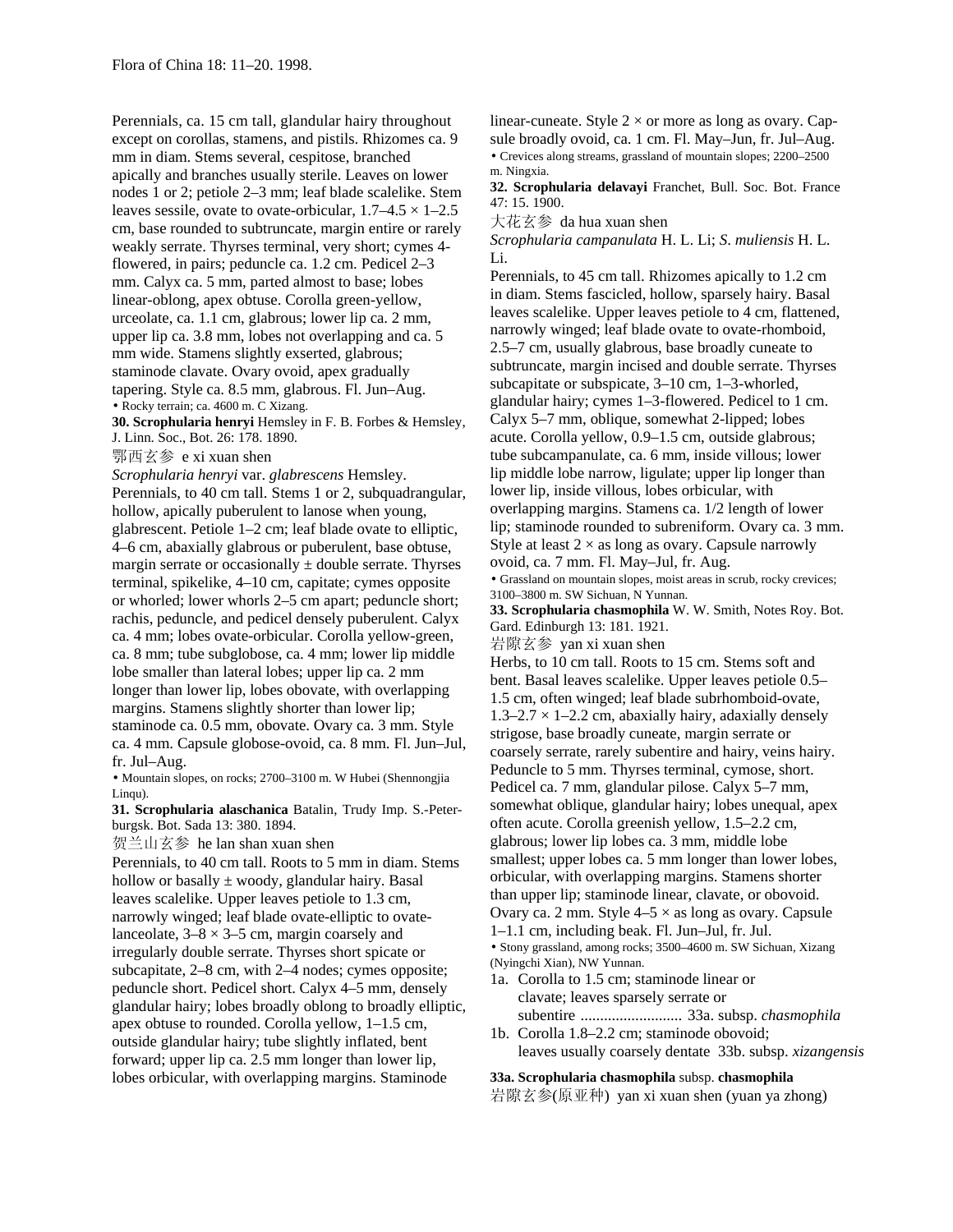Perennials, ca. 15 cm tall, glandular hairy throughout except on corollas, stamens, and pistils. Rhizomes ca. 9 mm in diam. Stems several, cespitose, branched apically and branches usually sterile. Leaves on lower nodes 1 or 2; petiole 2–3 mm; leaf blade scalelike. Stem leaves sessile, ovate to ovate-orbicular, 1.7–4.5 × 1–2.5 cm, base rounded to subtruncate, margin entire or rarely weakly serrate. Thyrses terminal, very short; cymes 4-flowered, in pairs; peduncle ca. 1.2 cm. Pedicel 2–3 mm. Calyx ca. 5 mm, parted almost to base; lobes linear-oblong, apex obtuse. Corolla green-yellow, urceolate, ca. 1.1 cm, glabrous; lower lip ca. 2 mm, upper lip ca. 3.8 mm, lobes not overlapping and ca. 5 mm wide. Stamens slightly exserted, glabrous; staminode clavate. Ovary ovoid, apex gradually tapering. Style ca. 8.5 mm, glabrous. Fl. Jun–Aug.

• Rocky terrain; ca. 4600 m. C Xizang.

**30. Scrophularia henryi** Hemsley in F. B. Forbes & Hemsley, J. Linn. Soc., Bot. 26: 178. 1890.

鄂西玄参 e xi xuan shen

*Scrophularia henryi* var. *glabrescens* Hemsley.

Perennials, to 40 cm tall. Stems 1 or 2, subquadrangular, hollow, apically puberulent to lanose when young, glabrescent. Petiole 1–2 cm; leaf blade ovate to elliptic, 4–6 cm, abaxially glabrous or puberulent, base obtuse, margin serrate or occasionally ± double serrate. Thyrses terminal, spikelike, 4–10 cm, capitate; cymes opposite or whorled; lower whorls 2–5 cm apart; peduncle short; rachis, peduncle, and pedicel densely puberulent. Calyx ca. 4 mm; lobes ovate-orbicular. Corolla yellow-green, ca. 8 mm; tube subglobose, ca. 4 mm; lower lip middle lobe smaller than lateral lobes; upper lip ca. 2 mm longer than lower lip, lobes obovate, with overlapping margins. Stamens slightly shorter than lower lip; staminode ca. 0.5 mm, obovate. Ovary ca. 3 mm. Style ca. 4 mm. Capsule globose-ovoid, ca. 8 mm. Fl. Jun–Jul, fr. Jul–Aug.

• Mountain slopes, on rocks; 2700–3100 m. W Hubei (Shennongjia Linqu).

**31. Scrophularia alaschanica** Batalin, Trudy Imp. S.-Peterburgsk. Bot. Sada 13: 380. 1894.

贺兰山玄参 he lan shan xuan shen

Perennials, to 40 cm tall. Roots to 5 mm in diam. Stems hollow or basally ± woody, glandular hairy. Basal leaves scalelike. Upper leaves petiole to 1.3 cm, narrowly winged; leaf blade ovate-elliptic to ovate-lanceolate, 3–8 × 3–5 cm, margin coarsely and irregularly double serrate. Thyrses short spicate or subcapitate, 2–8 cm, with 2–4 nodes; cymes opposite; peduncle short. Pedicel short. Calyx 4–5 mm, densely glandular hairy; lobes broadly oblong to broadly elliptic, apex obtuse to rounded. Corolla yellow, 1–1.5 cm, outside glandular hairy; tube slightly inflated, bent forward; upper lip ca. 2.5 mm longer than lower lip, lobes orbicular, with overlapping margins. Staminode linear-cuneate. Style 2 × or more as long as ovary. Capsule broadly ovoid, ca. 1 cm. Fl. May–Jun, fr. Jul–Aug.

• Crevices along streams, grassland of mountain slopes; 2200–2500 m. Ningxia.

**32. Scrophularia delavayi** Franchet, Bull. Soc. Bot. France 47: 15. 1900.

大花玄参 da hua xuan shen

*Scrophularia campanulata* H. L. Li; *S. muliensis* H. L. Li.

Perennials, to 45 cm tall. Rhizomes apically to 1.2 cm in diam. Stems fascicled, hollow, sparsely hairy. Basal leaves scalelike. Upper leaves petiole to 4 cm, flattened, narrowly winged; leaf blade ovate to ovate-rhomboid, 2.5–7 cm, usually glabrous, base broadly cuneate to subtruncate, margin incised and double serrate. Thyrses subcapitate or subspicate, 3–10 cm, 1–3-whorled, glandular hairy; cymes 1–3-flowered. Pedicel to 1 cm. Calyx 5–7 mm, oblique, somewhat 2-lipped; lobes acute. Corolla yellow, 0.9–1.5 cm, outside glabrous; tube subcampanulate, ca. 6 mm, inside villous; lower lip middle lobe narrow, ligulate; upper lip longer than lower lip, inside villous, lobes orbicular, with overlapping margins. Stamens ca. 1/2 length of lower lip; staminode rounded to subreniform. Ovary ca. 3 mm. Style at least 2 × as long as ovary. Capsule narrowly ovoid, ca. 7 mm. Fl. May–Jul, fr. Aug.

• Grassland on mountain slopes, moist areas in scrub, rocky crevices; 3100–3800 m. SW Sichuan, N Yunnan.

**33. Scrophularia chasmophila** W. W. Smith, Notes Roy. Bot. Gard. Edinburgh 13: 181. 1921.

岩隙玄参 yan xi xuan shen

Herbs, to 10 cm tall. Roots to 15 cm. Stems soft and bent. Basal leaves scalelike. Upper leaves petiole 0.5–1.5 cm, often winged; leaf blade subrhomboid-ovate, 1.3–2.7 × 1–2.2 cm, abaxially hairy, adaxially densely strigose, base broadly cuneate, margin serrate or coarsely serrate, rarely subentire and hairy, veins hairy. Peduncle to 5 mm. Thyrses terminal, cymose, short. Pedicel ca. 7 mm, glandular pilose. Calyx 5–7 mm, somewhat oblique, glandular hairy; lobes unequal, apex often acute. Corolla greenish yellow, 1.5–2.2 cm, glabrous; lower lip lobes ca. 3 mm, middle lobe smallest; upper lobes ca. 5 mm longer than lower lobes, orbicular, with overlapping margins. Stamens shorter than upper lip; staminode linear, clavate, or obovoid. Ovary ca. 2 mm. Style 4–5 × as long as ovary. Capsule 1–1.1 cm, including beak. Fl. Jun–Jul, fr. Jul.

• Stony grassland, among rocks; 3500–4600 m. SW Sichuan, Xizang (Nyingchi Xian), NW Yunnan.

1a. Corolla to 1.5 cm; staminode linear or clavate; leaves sparsely serrate or subentire .......................... 33a. subsp. *chasmophila*

1b. Corolla 1.8–2.2 cm; staminode obovoid; leaves usually coarsely dentate 33b. subsp. *xizangensis*

**33a. Scrophularia chasmophila** subsp. **chasmophila**

岩隙玄参(原亚种) yan xi xuan shen (yuan ya zhong)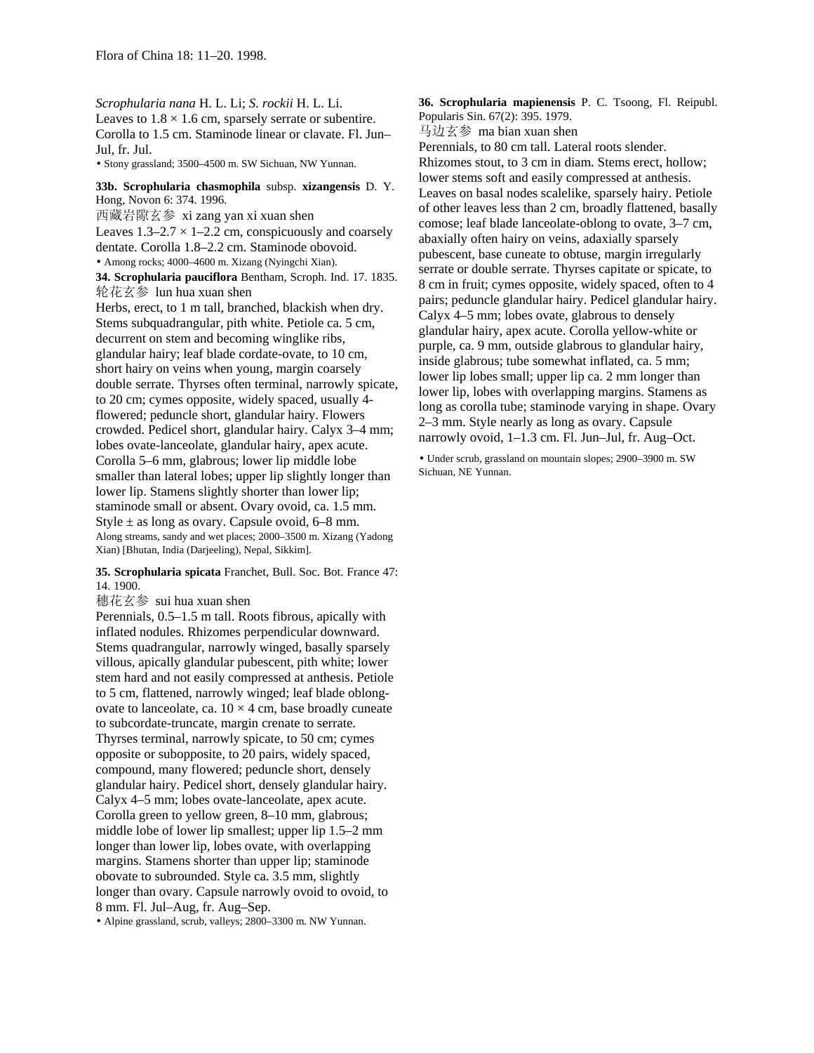*Scrophularia nana* H. L. Li; *S. rockii* H. L. Li.

Leaves to 1.8 × 1.6 cm, sparsely serrate or subentire. Corolla to 1.5 cm. Staminode linear or clavate. Fl. Jun–Jul, fr. Jul.

• Stony grassland; 3500–4500 m. SW Sichuan, NW Yunnan.

**33b. Scrophularia chasmophila** subsp. **xizangensis** D. Y. Hong, Novon 6: 374. 1996.

西藏岩隙玄参 xi zang yan xi xuan shen

Leaves 1.3–2.7 × 1–2.2 cm, conspicuously and coarsely dentate. Corolla 1.8–2.2 cm. Staminode obovoid.

• Among rocks; 4000–4600 m. Xizang (Nyingchi Xian).

**34. Scrophularia pauciflora** Bentham, Scroph. Ind. 17. 1835.

轮花玄参 lun hua xuan shen

Herbs, erect, to 1 m tall, branched, blackish when dry. Stems subquadrangular, pith white. Petiole ca. 5 cm, decurrent on stem and becoming winglike ribs, glandular hairy; leaf blade cordate-ovate, to 10 cm, short hairy on veins when young, margin coarsely double serrate. Thyrses often terminal, narrowly spicate, to 20 cm; cymes opposite, widely spaced, usually 4-flowered; peduncle short, glandular hairy. Flowers crowded. Pedicel short, glandular hairy. Calyx 3–4 mm; lobes ovate-lanceolate, glandular hairy, apex acute. Corolla 5–6 mm, glabrous; lower lip middle lobe smaller than lateral lobes; upper lip slightly longer than lower lip. Stamens slightly shorter than lower lip; staminode small or absent. Ovary ovoid, ca. 1.5 mm. Style ± as long as ovary. Capsule ovoid, 6–8 mm.

Along streams, sandy and wet places; 2000–3500 m. Xizang (Yadong Xian) [Bhutan, India (Darjeeling), Nepal, Sikkim].

**35. Scrophularia spicata** Franchet, Bull. Soc. Bot. France 47: 14. 1900.

穗花玄参 sui hua xuan shen

Perennials, 0.5–1.5 m tall. Roots fibrous, apically with inflated nodules. Rhizomes perpendicular downward. Stems quadrangular, narrowly winged, basally sparsely villous, apically glandular pubescent, pith white; lower stem hard and not easily compressed at anthesis. Petiole to 5 cm, flattened, narrowly winged; leaf blade oblong-ovate to lanceolate, ca. 10 × 4 cm, base broadly cuneate to subcordate-truncate, margin crenate to serrate. Thyrses terminal, narrowly spicate, to 50 cm; cymes opposite or subopposite, to 20 pairs, widely spaced, compound, many flowered; peduncle short, densely glandular hairy. Pedicel short, densely glandular hairy. Calyx 4–5 mm; lobes ovate-lanceolate, apex acute. Corolla green to yellow green, 8–10 mm, glabrous; middle lobe of lower lip smallest; upper lip 1.5–2 mm longer than lower lip, lobes ovate, with overlapping margins. Stamens shorter than upper lip; staminode obovate to subrounded. Style ca. 3.5 mm, slightly longer than ovary. Capsule narrowly ovoid to ovoid, to 8 mm. Fl. Jul–Aug, fr. Aug–Sep.

• Alpine grassland, scrub, valleys; 2800–3300 m. NW Yunnan.

**36. Scrophularia mapienensis** P. C. Tsoong, Fl. Reipubl. Popularis Sin. 67(2): 395. 1979.

马边玄参 ma bian xuan shen

Perennials, to 80 cm tall. Lateral roots slender. Rhizomes stout, to 3 cm in diam. Stems erect, hollow; lower stems soft and easily compressed at anthesis. Leaves on basal nodes scalelike, sparsely hairy. Petiole of other leaves less than 2 cm, broadly flattened, basally comose; leaf blade lanceolate-oblong to ovate, 3–7 cm, abaxially often hairy on veins, adaxially sparsely pubescent, base cuneate to obtuse, margin irregularly serrate or double serrate. Thyrses capitate or spicate, to 8 cm in fruit; cymes opposite, widely spaced, often to 4 pairs; peduncle glandular hairy. Pedicel glandular hairy. Calyx 4–5 mm; lobes ovate, glabrous to densely glandular hairy, apex acute. Corolla yellow-white or purple, ca. 9 mm, outside glabrous to glandular hairy, inside glabrous; tube somewhat inflated, ca. 5 mm; lower lip lobes small; upper lip ca. 2 mm longer than lower lip, lobes with overlapping margins. Stamens as long as corolla tube; staminode varying in shape. Ovary 2–3 mm. Style nearly as long as ovary. Capsule narrowly ovoid, 1–1.3 cm. Fl. Jun–Jul, fr. Aug–Oct.

• Under scrub, grassland on mountain slopes; 2900–3900 m. SW Sichuan, NE Yunnan.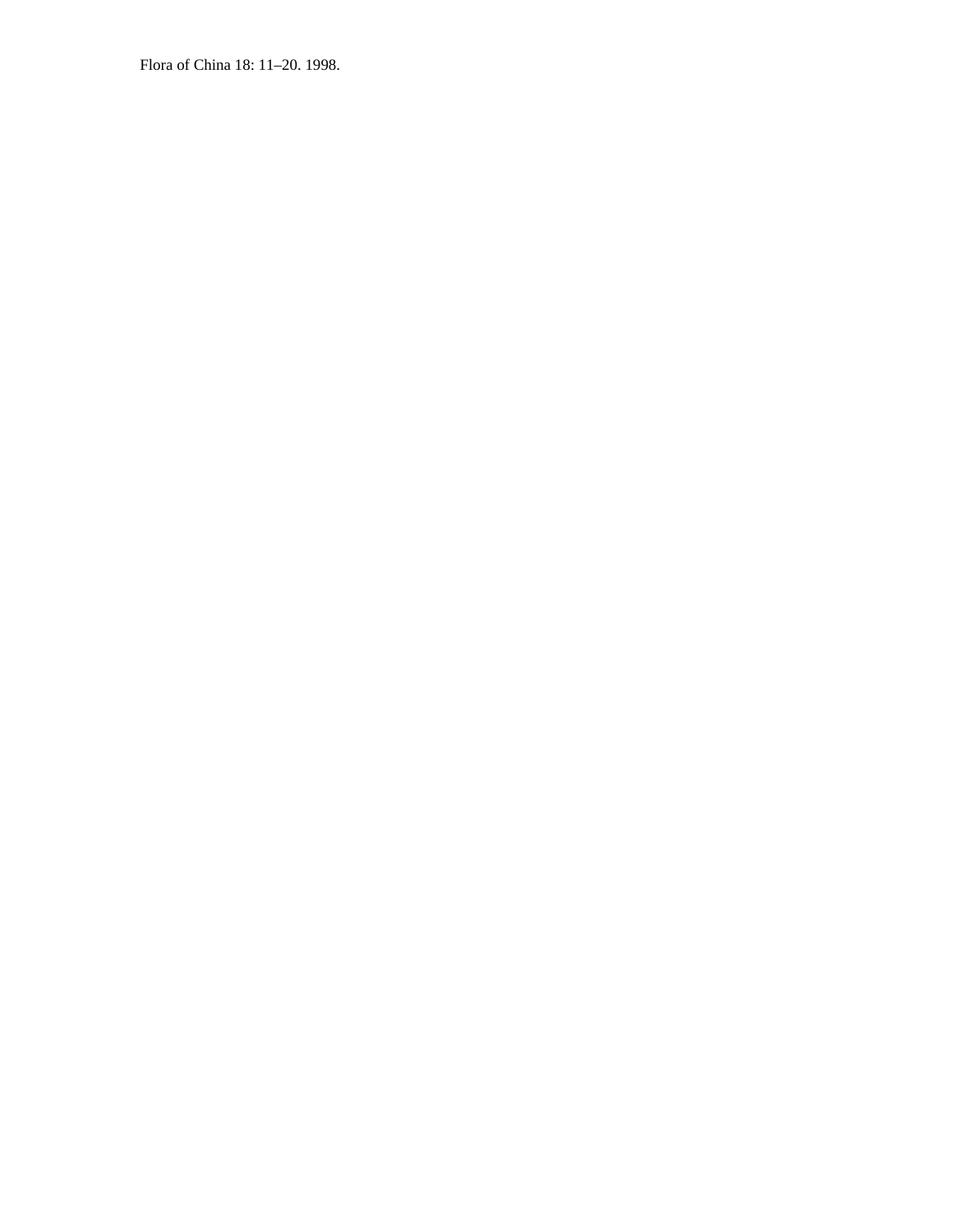Flora of China 18: 11–20. 1998.